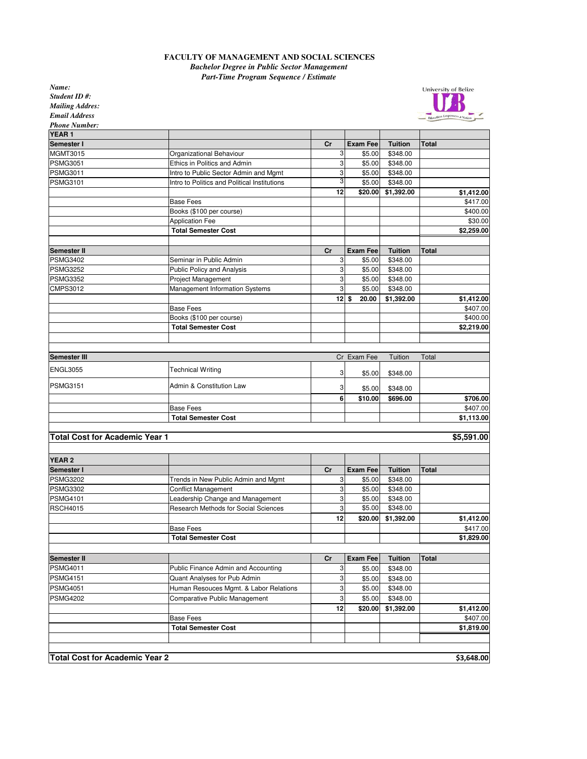**FACULTY OF MANAGEMENT AND SOCIAL SCIENCES**

***Bachelor Degree in Public Sector Management***

***Part-Time Program Sequence / Estimate***

***Name:***

***Student ID #:***

***Mailing Addres:***

***Email Address***

***Phone Number:***

| **YEAR 1** | | | | | |
|---|---|---|---|---|---|
| **Semester I** | | **Cr** | **Exam Fee** | **Tuition** | **Total** |
| MGMT3015 | Organizational Behaviour | 3 | $5.00 | $348.00 | |
| PSMG3051 | Ethics in Politics and Admin | 3 | $5.00 | $348.00 | |
| PSMG3011 | Intro to Public Sector Admin and Mgmt | 3 | $5.00 | $348.00 | |
| PSMG3101 | Intro to Politics and Political Institutions | 3 | $5.00 | $348.00 | |
| | | **12** | **$20.00** | **$1,392.00** | **$1,412.00** |
| | Base Fees | | | | $417.00 |
| | Books ($100 per course) | | | | $400.00 |
| | Application Fee | | | | $30.00 |
| | **Total Semester Cost** | | | | **$2,259.00** |
| | | | | | |
| **Semester II** | | **Cr** | **Exam Fee** | **Tuition** | **Total** |
| PSMG3402 | Seminar in Public Admin | 3 | $5.00 | $348.00 | |
| PSMG3252 | Public Policy and Analysis | 3 | $5.00 | $348.00 | |
| PSMG3352 | Project Management | 3 | $5.00 | $348.00 | |
| CMPS3012 | Management Information Systems | 3 | $5.00 | $348.00 | |
| | | **12** | **$ 20.00** | **$1,392.00** | **$1,412.00** |
| | Base Fees | | | | $407.00 |
| | Books ($100 per course) | | | | $400.00 |
| | **Total Semester Cost** | | | | **$2,219.00** |
| | | | | | |
| **Semester III** | | Cr | Exam Fee | Tuition | Total |
| ENGL3055 | Technical Writing | 3 | $5.00 | $348.00 | |
| PSMG3151 | Admin & Constitution Law | 3 | $5.00 | $348.00 | |
| | | **6** | **$10.00** | **$696.00** | **$706.00** |
| | Base Fees | | | | $407.00 |
| | **Total Semester Cost** | | | | **$1,113.00** |
| | | | | | |
| **Total Cost for Academic Year 1** | | | | | **$5,591.00** |
| | | | | | |
| **YEAR 2** | | | | | |
| **Semester I** | | **Cr** | **Exam Fee** | **Tuition** | **Total** |
| PSMG3202 | Trends in New Public Admin and Mgmt | 3 | $5.00 | $348.00 | |
| PSMG3302 | Conflict Management | 3 | $5.00 | $348.00 | |
| PSMG4101 | Leadership Change and Management | 3 | $5.00 | $348.00 | |
| RSCH4015 | Research Methods for Social Sciences | 3 | $5.00 | $348.00 | |
| | | **12** | **$20.00** | **$1,392.00** | **$1,412.00** |
| | Base Fees | | | | $417.00 |
| | **Total Semester Cost** | | | | **$1,829.00** |
| | | | | | |
| **Semester II** | | **Cr** | **Exam Fee** | **Tuition** | **Total** |
| PSMG4011 | Public Finance Admin and Accounting | 3 | $5.00 | $348.00 | |
| PSMG4151 | Quant Analyses for Pub Admin | 3 | $5.00 | $348.00 | |
| PSMG4051 | Human Resouces Mgmt. & Labor Relations | 3 | $5.00 | $348.00 | |
| PSMG4202 | Comparative Public Management | 3 | $5.00 | $348.00 | |
| | | **12** | **$20.00** | **$1,392.00** | **$1,412.00** |
| | Base Fees | | | | $407.00 |
| | **Total Semester Cost** | | | | **$1,819.00** |
| | | | | | |
| **Total Cost for Academic Year 2** | | | | | **$3,648.00** |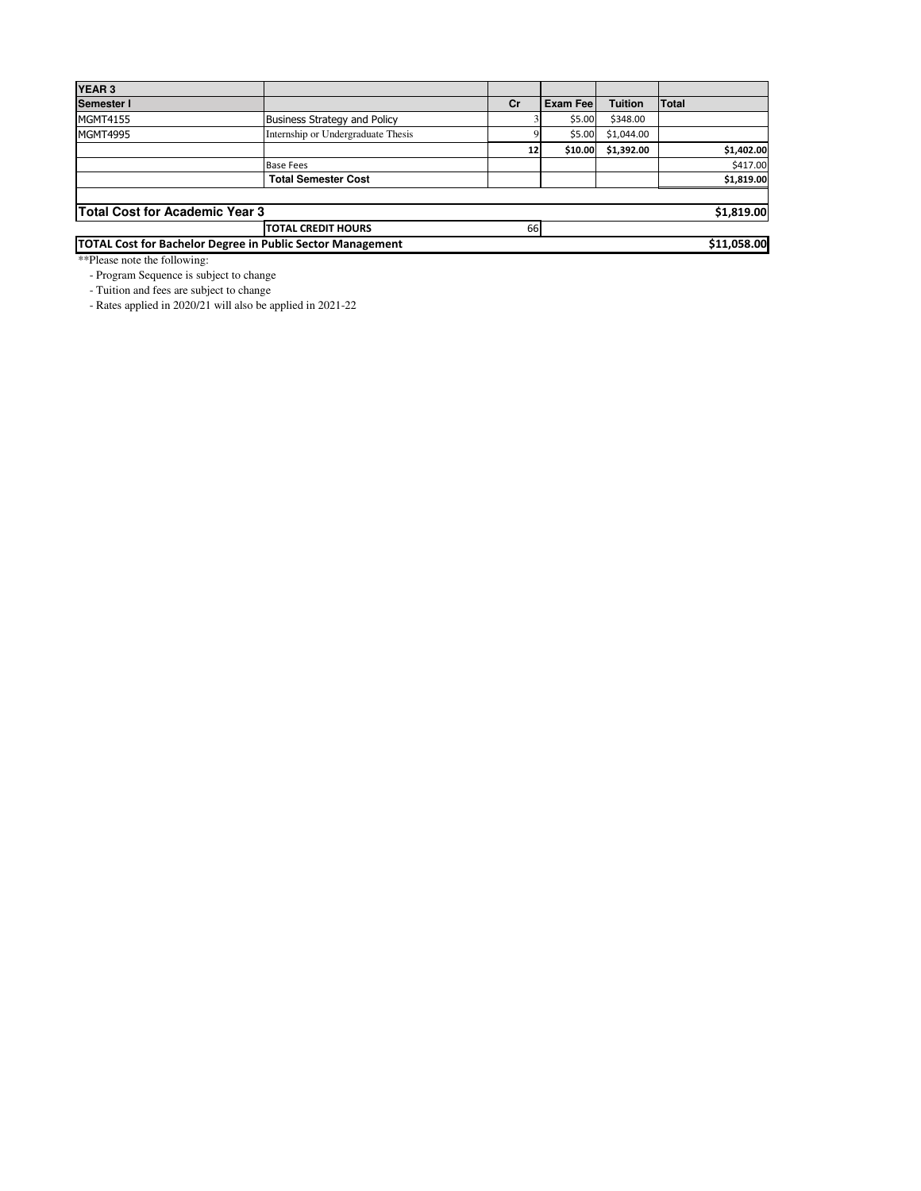| YEAR 3 | | | | | |
|---|---|---|---|---|---|
| **Semester I** | | **Cr** | **Exam Fee** | **Tuition** | **Total** |
| MGMT4155 | Business Strategy and Policy | 3 | $5.00 | $348.00 | |
| MGMT4995 | Internship or Undergraduate Thesis | 9 | $5.00 | $1,044.00 | |
| | | **12** | **$10.00** | **$1,392.00** | **$1,402.00** |
| | Base Fees | | | | $417.00 |
| | **Total Semester Cost** | | | | **$1,819.00** |
| **Total Cost for Academic Year 3** | | | | | **$1,819.00** |
| | **TOTAL CREDIT HOURS** | 66 | | | |
| **TOTAL Cost for Bachelor Degree in Public Sector Management** | | | | | **$11,058.00** |

**Please note the following:

- Program Sequence is subject to change
- Tuition and fees are subject to change
- Rates applied in 2020/21 will also be applied in 2021-22